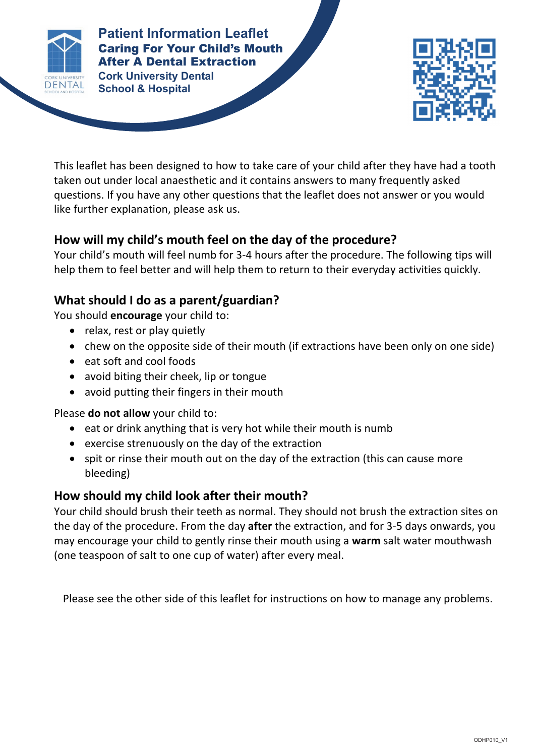# Patient Information Leaflet

## Caring For Your Child's Mouth After A Dental Extraction

Cork University Dental School & Hospital

This leaflet has been designed to how to take care of your child after they have had a tooth taken out under local anaesthetic and it contains answers to many frequently asked questions. If you have any other questions that the leaflet does not answer or you would like further explanation, please ask us.

## How will my child's mouth feel on the day of the procedure?

Your child's mouth will feel numb for 3-4 hours after the procedure. The following tips will help them to feel better and will help them to return to their everyday activities quickly.

## What should I do as a parent/guardian?

You should **encourage** your child to:

- relax, rest or play quietly
- chew on the opposite side of their mouth (if extractions have been only on one side)
- eat soft and cool foods
- avoid biting their cheek, lip or tongue
- avoid putting their fingers in their mouth

Please **do not allow** your child to:

- eat or drink anything that is very hot while their mouth is numb
- exercise strenuously on the day of the extraction
- spit or rinse their mouth out on the day of the extraction (this can cause more bleeding)

## How should my child look after their mouth?

Your child should brush their teeth as normal. They should not brush the extraction sites on the day of the procedure. From the day **after** the extraction, and for 3-5 days onwards, you may encourage your child to gently rinse their mouth using a **warm** salt water mouthwash (one teaspoon of salt to one cup of water) after every meal.

Please see the other side of this leaflet for instructions on how to manage any problems.

ODHP010_V1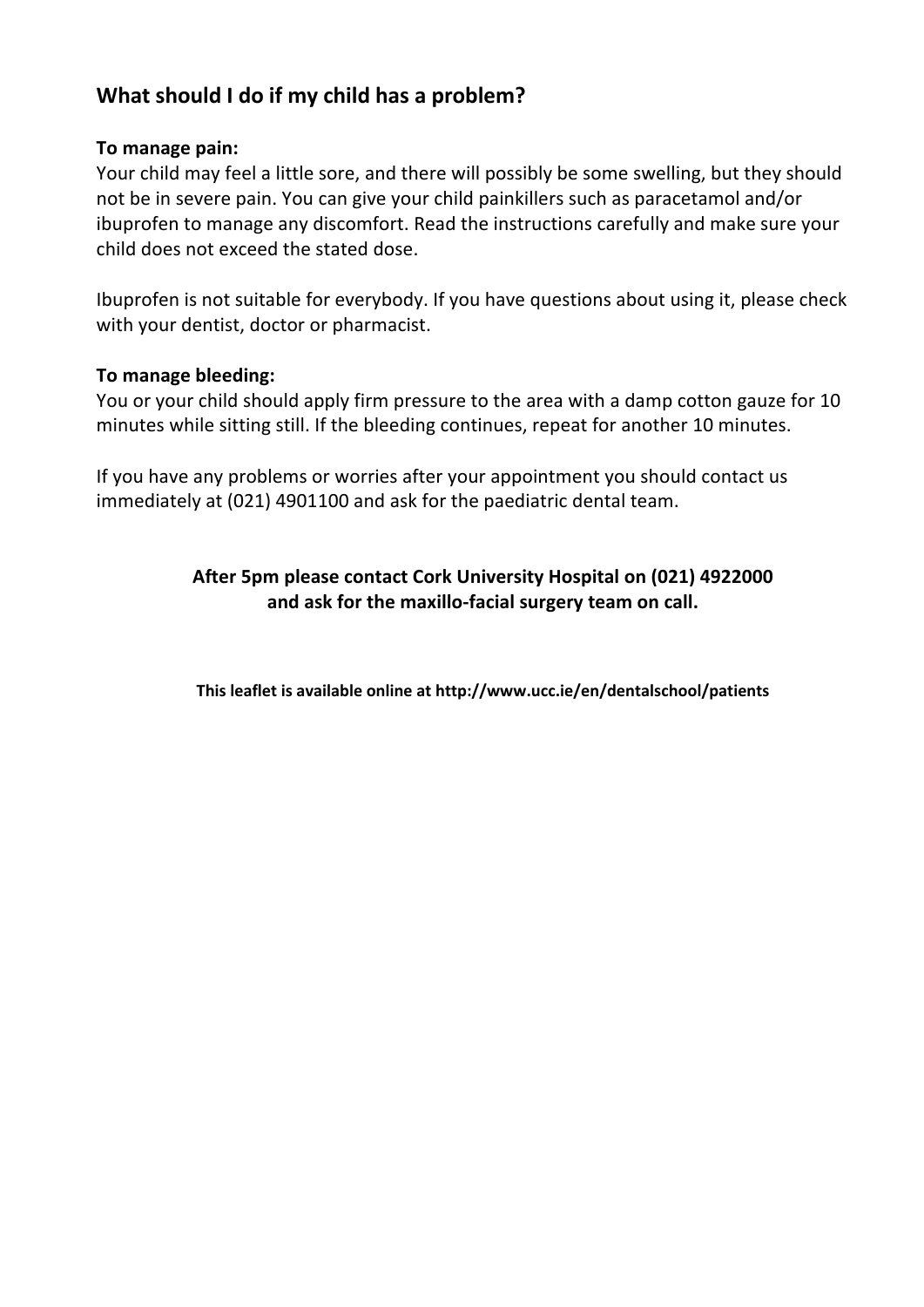## What should I do if my child has a problem?

**To manage pain:**
Your child may feel a little sore, and there will possibly be some swelling, but they should not be in severe pain. You can give your child painkillers such as paracetamol and/or ibuprofen to manage any discomfort. Read the instructions carefully and make sure your child does not exceed the stated dose.

Ibuprofen is not suitable for everybody. If you have questions about using it, please check with your dentist, doctor or pharmacist.

**To manage bleeding:**
You or your child should apply firm pressure to the area with a damp cotton gauze for 10 minutes while sitting still. If the bleeding continues, repeat for another 10 minutes.

If you have any problems or worries after your appointment you should contact us immediately at (021) 4901100 and ask for the paediatric dental team.

**After 5pm please contact Cork University Hospital on (021) 4922000 and ask for the maxillo-facial surgery team on call.**

**This leaflet is available online at http://www.ucc.ie/en/dentalschool/patients**